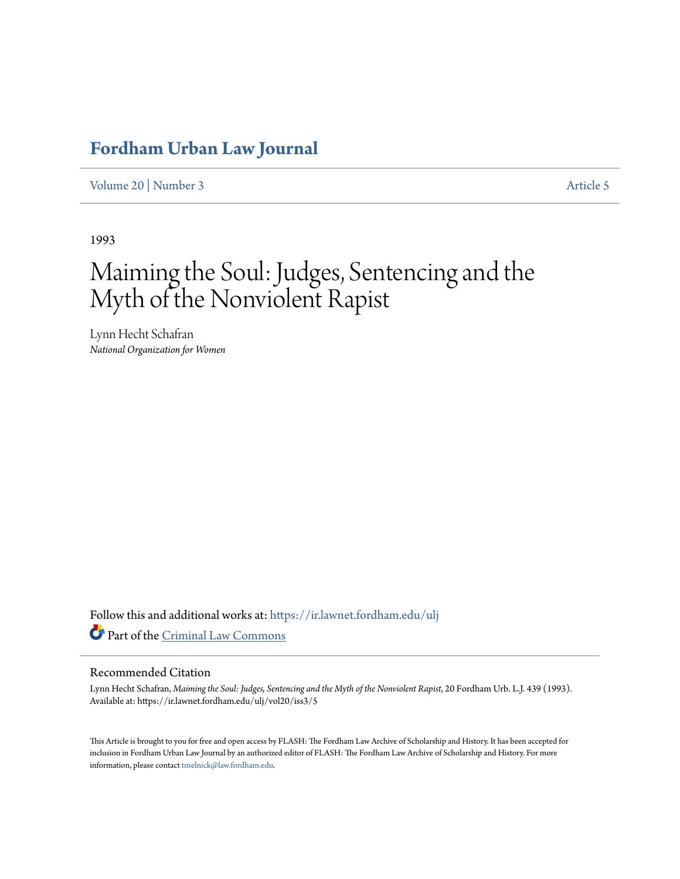# Fordham Urban Law Journal

Volume 20 | Number 3 Article 5

1993

# Maiming the Soul: Judges, Sentencing and the Myth of the Nonviolent Rapist

Lynn Hecht Schafran
*National Organization for Women*

Follow this and additional works at: https://ir.lawnet.fordham.edu/ulj

Part of the Criminal Law Commons

## Recommended Citation

Lynn Hecht Schafran, *Maiming the Soul: Judges, Sentencing and the Myth of the Nonviolent Rapist*, 20 Fordham Urb. L.J. 439 (1993).
Available at: https://ir.lawnet.fordham.edu/ulj/vol20/iss3/5

This Article is brought to you for free and open access by FLASH: The Fordham Law Archive of Scholarship and History. It has been accepted for inclusion in Fordham Urban Law Journal by an authorized editor of FLASH: The Fordham Law Archive of Scholarship and History. For more information, please contact tmelnick@law.fordham.edu.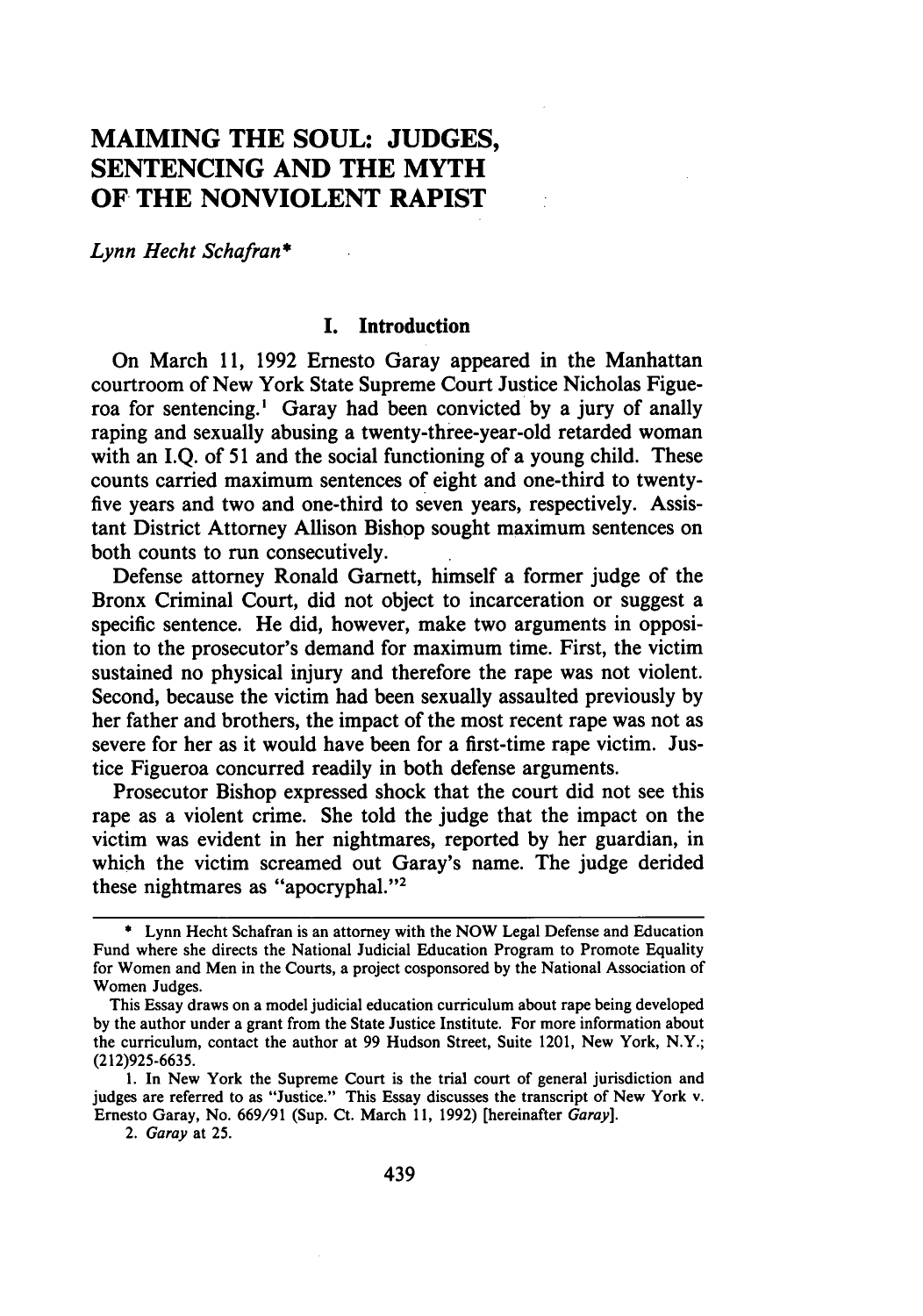# MAIMING THE SOUL: JUDGES, SENTENCING AND THE MYTH OF THE NONVIOLENT RAPIST

*Lynn Hecht Schafran**

## I. Introduction

On March 11, 1992 Ernesto Garay appeared in the Manhattan courtroom of New York State Supreme Court Justice Nicholas Figueroa for sentencing.[1] Garay had been convicted by a jury of anally raping and sexually abusing a twenty-three-year-old retarded woman with an I.Q. of 51 and the social functioning of a young child. These counts carried maximum sentences of eight and one-third to twenty-five years and two and one-third to seven years, respectively. Assistant District Attorney Allison Bishop sought maximum sentences on both counts to run consecutively.

Defense attorney Ronald Garnett, himself a former judge of the Bronx Criminal Court, did not object to incarceration or suggest a specific sentence. He did, however, make two arguments in opposition to the prosecutor's demand for maximum time. First, the victim sustained no physical injury and therefore the rape was not violent. Second, because the victim had been sexually assaulted previously by her father and brothers, the impact of the most recent rape was not as severe for her as it would have been for a first-time rape victim. Justice Figueroa concurred readily in both defense arguments.

Prosecutor Bishop expressed shock that the court did not see this rape as a violent crime. She told the judge that the impact on the victim was evident in her nightmares, reported by her guardian, in which the victim screamed out Garay's name. The judge derided these nightmares as "apocryphal."[2]

---

\* Lynn Hecht Schafran is an attorney with the NOW Legal Defense and Education Fund where she directs the National Judicial Education Program to Promote Equality for Women and Men in the Courts, a project cosponsored by the National Association of Women Judges.

This Essay draws on a model judicial education curriculum about rape being developed by the author under a grant from the State Justice Institute. For more information about the curriculum, contact the author at 99 Hudson Street, Suite 1201, New York, N.Y.; (212)925-6635.

1. In New York the Supreme Court is the trial court of general jurisdiction and judges are referred to as "Justice." This Essay discusses the transcript of New York v. Ernesto Garay, No. 669/91 (Sup. Ct. March 11, 1992) [hereinafter *Garay*].

2. *Garay* at 25.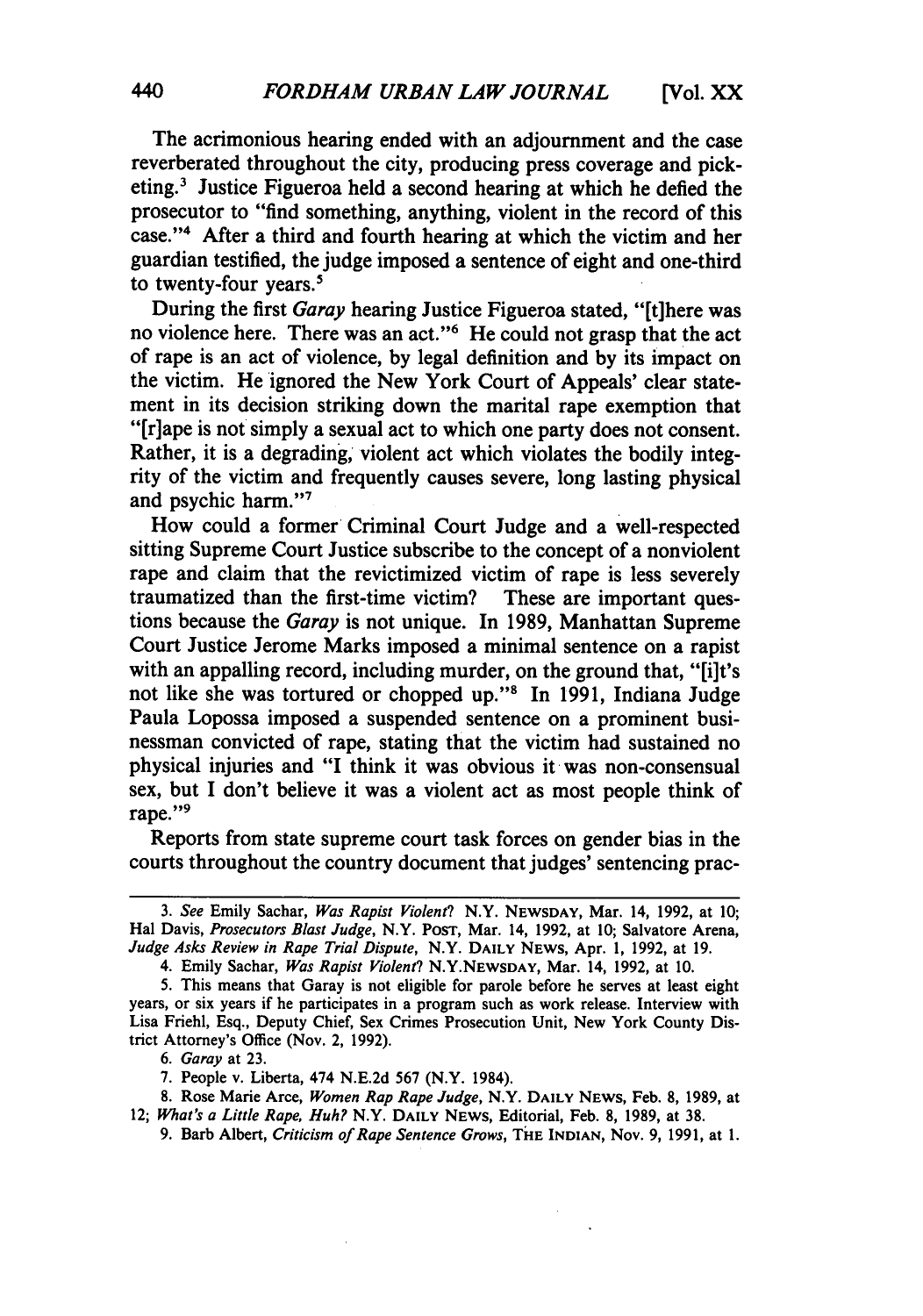The acrimonious hearing ended with an adjournment and the case reverberated throughout the city, producing press coverage and picketing.[3] Justice Figueroa held a second hearing at which he defied the prosecutor to "find something, anything, violent in the record of this case."[4] After a third and fourth hearing at which the victim and her guardian testified, the judge imposed a sentence of eight and one-third to twenty-four years.[5]

During the first *Garay* hearing Justice Figueroa stated, "[t]here was no violence here. There was an act."[6] He could not grasp that the act of rape is an act of violence, by legal definition and by its impact on the victim. He ignored the New York Court of Appeals' clear statement in its decision striking down the marital rape exemption that "[r]ape is not simply a sexual act to which one party does not consent. Rather, it is a degrading, violent act which violates the bodily integrity of the victim and frequently causes severe, long lasting physical and psychic harm."[7]

How could a former Criminal Court Judge and a well-respected sitting Supreme Court Justice subscribe to the concept of a nonviolent rape and claim that the revictimized victim of rape is less severely traumatized than the first-time victim? These are important questions because the *Garay* is not unique. In 1989, Manhattan Supreme Court Justice Jerome Marks imposed a minimal sentence on a rapist with an appalling record, including murder, on the ground that, "[i]t's not like she was tortured or chopped up."[8] In 1991, Indiana Judge Paula Lopossa imposed a suspended sentence on a prominent businessman convicted of rape, stating that the victim had sustained no physical injuries and "I think it was obvious it was non-consensual sex, but I don't believe it was a violent act as most people think of rape."[9]

Reports from state supreme court task forces on gender bias in the courts throughout the country document that judges' sentencing prac-

---

3. *See* Emily Sachar, *Was Rapist Violent?* N.Y. NEWSDAY, Mar. 14, 1992, at 10; Hal Davis, *Prosecutors Blast Judge*, N.Y. POST, Mar. 14, 1992, at 10; Salvatore Arena, *Judge Asks Review in Rape Trial Dispute*, N.Y. DAILY NEWS, Apr. 1, 1992, at 19.

4. Emily Sachar, *Was Rapist Violent?* N.Y.NEWSDAY, Mar. 14, 1992, at 10.

5. This means that Garay is not eligible for parole before he serves at least eight years, or six years if he participates in a program such as work release. Interview with Lisa Friehl, Esq., Deputy Chief, Sex Crimes Prosecution Unit, New York County District Attorney's Office (Nov. 2, 1992).

6. *Garay* at 23.

7. People v. Liberta, 474 N.E.2d 567 (N.Y. 1984).

8. Rose Marie Arce, *Women Rap Rape Judge*, N.Y. DAILY NEWS, Feb. 8, 1989, at 12; *What's a Little Rape, Huh?* N.Y. DAILY NEWS, Editorial, Feb. 8, 1989, at 38.

9. Barb Albert, *Criticism of Rape Sentence Grows*, THE INDIAN, Nov. 9, 1991, at 1.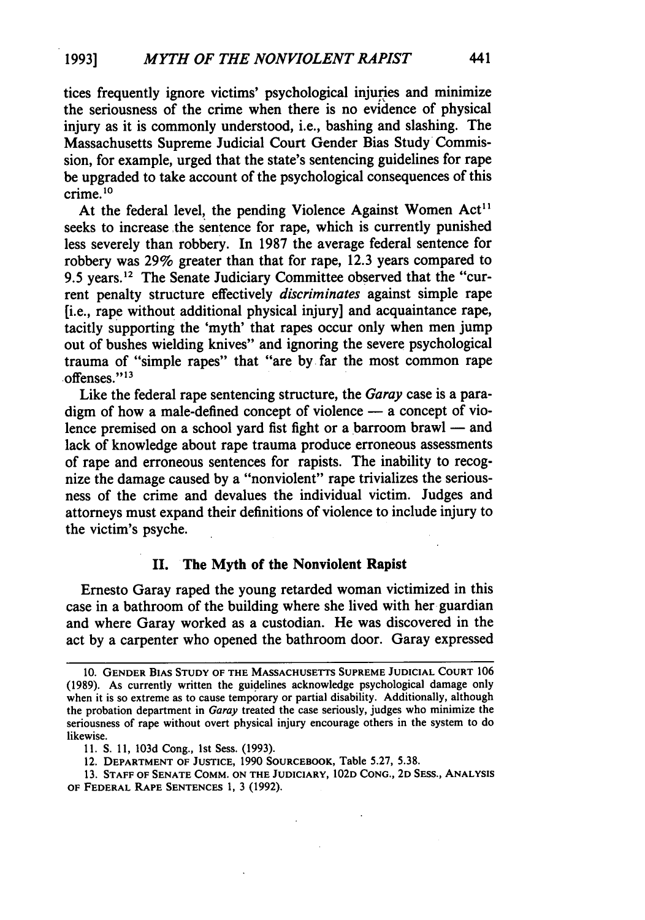tices frequently ignore victims' psychological injuries and minimize the seriousness of the crime when there is no evidence of physical injury as it is commonly understood, i.e., bashing and slashing. The Massachusetts Supreme Judicial Court Gender Bias Study Commission, for example, urged that the state's sentencing guidelines for rape be upgraded to take account of the psychological consequences of this crime.[10]

At the federal level, the pending Violence Against Women Act[11] seeks to increase the sentence for rape, which is currently punished less severely than robbery. In 1987 the average federal sentence for robbery was 29% greater than that for rape, 12.3 years compared to 9.5 years.[12] The Senate Judiciary Committee observed that the "current penalty structure effectively *discriminates* against simple rape [i.e., rape without additional physical injury] and acquaintance rape, tacitly supporting the 'myth' that rapes occur only when men jump out of bushes wielding knives" and ignoring the severe psychological trauma of "simple rapes" that "are by far the most common rape offenses."[13]

Like the federal rape sentencing structure, the *Garay* case is a paradigm of how a male-defined concept of violence — a concept of violence premised on a school yard fist fight or a barroom brawl — and lack of knowledge about rape trauma produce erroneous assessments of rape and erroneous sentences for rapists. The inability to recognize the damage caused by a "nonviolent" rape trivializes the seriousness of the crime and devalues the individual victim. Judges and attorneys must expand their definitions of violence to include injury to the victim's psyche.

## II. The Myth of the Nonviolent Rapist

Ernesto Garay raped the young retarded woman victimized in this case in a bathroom of the building where she lived with her guardian and where Garay worked as a custodian. He was discovered in the act by a carpenter who opened the bathroom door. Garay expressed

---

10. GENDER BIAS STUDY OF THE MASSACHUSETTS SUPREME JUDICIAL COURT 106 (1989). As currently written the guidelines acknowledge psychological damage only when it is so extreme as to cause temporary or partial disability. Additionally, although the probation department in *Garay* treated the case seriously, judges who minimize the seriousness of rape without overt physical injury encourage others in the system to do likewise.

11. S. 11, 103d Cong., 1st Sess. (1993).

12. DEPARTMENT OF JUSTICE, 1990 SOURCEBOOK, Table 5.27, 5.38.

13. STAFF OF SENATE COMM. ON THE JUDICIARY, 102D CONG., 2D SESS., ANALYSIS OF FEDERAL RAPE SENTENCES 1, 3 (1992).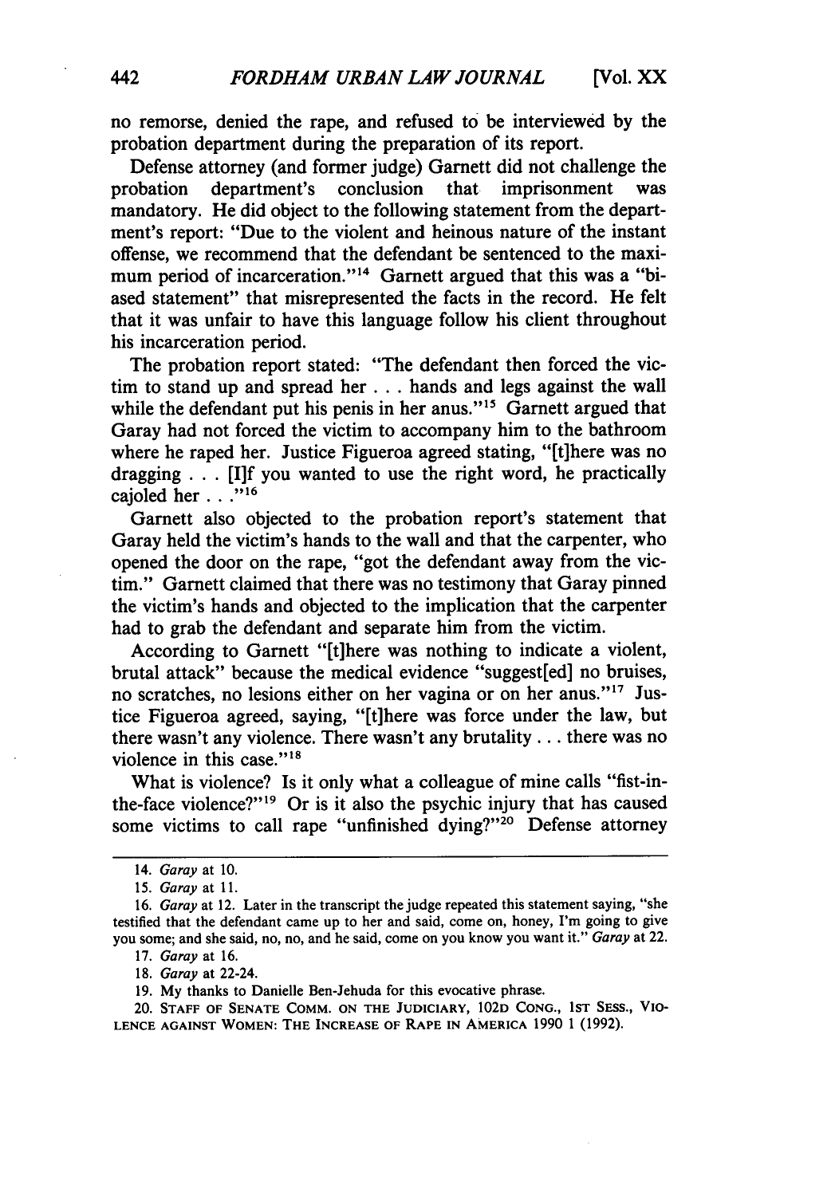no remorse, denied the rape, and refused to be interviewed by the probation department during the preparation of its report.

Defense attorney (and former judge) Garnett did not challenge the probation department's conclusion that imprisonment was mandatory. He did object to the following statement from the department's report: "Due to the violent and heinous nature of the instant offense, we recommend that the defendant be sentenced to the maximum period of incarceration."[14] Garnett argued that this was a "biased statement" that misrepresented the facts in the record. He felt that it was unfair to have this language follow his client throughout his incarceration period.

The probation report stated: "The defendant then forced the victim to stand up and spread her . . . hands and legs against the wall while the defendant put his penis in her anus."[15] Garnett argued that Garay had not forced the victim to accompany him to the bathroom where he raped her. Justice Figueroa agreed stating, "[t]here was no dragging . . . [I]f you wanted to use the right word, he practically cajoled her . . ."[16]

Garnett also objected to the probation report's statement that Garay held the victim's hands to the wall and that the carpenter, who opened the door on the rape, "got the defendant away from the victim." Garnett claimed that there was no testimony that Garay pinned the victim's hands and objected to the implication that the carpenter had to grab the defendant and separate him from the victim.

According to Garnett "[t]here was nothing to indicate a violent, brutal attack" because the medical evidence "suggest[ed] no bruises, no scratches, no lesions either on her vagina or on her anus."[17] Justice Figueroa agreed, saying, "[t]here was force under the law, but there wasn't any violence. There wasn't any brutality . . . there was no violence in this case."[18]

What is violence? Is it only what a colleague of mine calls "fist-in-the-face violence?"[19] Or is it also the psychic injury that has caused some victims to call rape "unfinished dying?"[20] Defense attorney

---

14. *Garay* at 10.

15. *Garay* at 11.

16. *Garay* at 12. Later in the transcript the judge repeated this statement saying, "she testified that the defendant came up to her and said, come on, honey, I'm going to give you some; and she said, no, no, and he said, come on you know you want it." *Garay* at 22.

17. *Garay* at 16.

18. *Garay* at 22-24.

19. My thanks to Danielle Ben-Jehuda for this evocative phrase.

20. STAFF OF SENATE COMM. ON THE JUDICIARY, 102D CONG., 1ST SESS., VIOLENCE AGAINST WOMEN: THE INCREASE OF RAPE IN AMERICA 1990 1 (1992).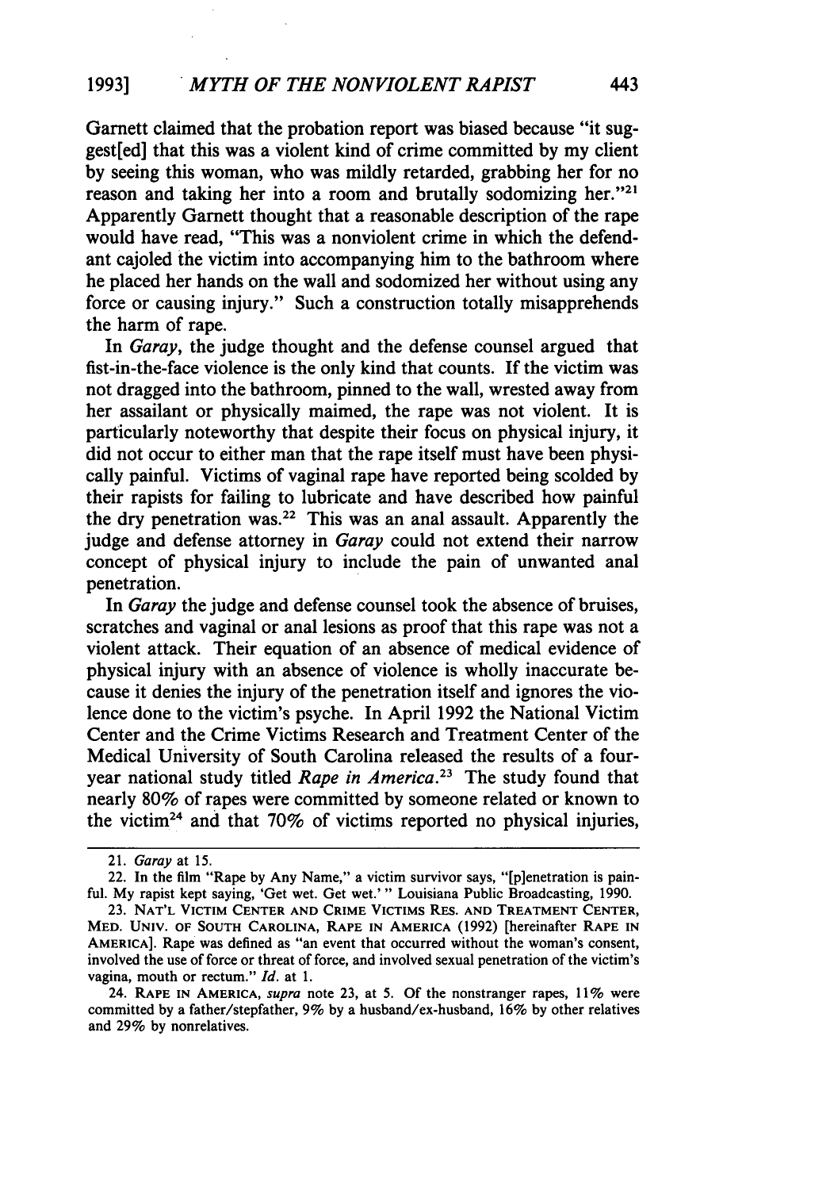Garnett claimed that the probation report was biased because "it suggest[ed] that this was a violent kind of crime committed by my client by seeing this woman, who was mildly retarded, grabbing her for no reason and taking her into a room and brutally sodomizing her."[21] Apparently Garnett thought that a reasonable description of the rape would have read, "This was a nonviolent crime in which the defendant cajoled the victim into accompanying him to the bathroom where he placed her hands on the wall and sodomized her without using any force or causing injury." Such a construction totally misapprehends the harm of rape.

In *Garay*, the judge thought and the defense counsel argued that fist-in-the-face violence is the only kind that counts. If the victim was not dragged into the bathroom, pinned to the wall, wrested away from her assailant or physically maimed, the rape was not violent. It is particularly noteworthy that despite their focus on physical injury, it did not occur to either man that the rape itself must have been physically painful. Victims of vaginal rape have reported being scolded by their rapists for failing to lubricate and have described how painful the dry penetration was.[22] This was an anal assault. Apparently the judge and defense attorney in *Garay* could not extend their narrow concept of physical injury to include the pain of unwanted anal penetration.

In *Garay* the judge and defense counsel took the absence of bruises, scratches and vaginal or anal lesions as proof that this rape was not a violent attack. Their equation of an absence of medical evidence of physical injury with an absence of violence is wholly inaccurate because it denies the injury of the penetration itself and ignores the violence done to the victim's psyche. In April 1992 the National Victim Center and the Crime Victims Research and Treatment Center of the Medical University of South Carolina released the results of a four-year national study titled *Rape in America*.[23] The study found that nearly 80% of rapes were committed by someone related or known to the victim[24] and that 70% of victims reported no physical injuries,

---

21. *Garay* at 15.

22. In the film "Rape by Any Name," a victim survivor says, "[p]enetration is painful. My rapist kept saying, 'Get wet. Get wet.' " Louisiana Public Broadcasting, 1990.

23. NAT'L VICTIM CENTER AND CRIME VICTIMS RES. AND TREATMENT CENTER, MED. UNIV. OF SOUTH CAROLINA, RAPE IN AMERICA (1992) [hereinafter RAPE IN AMERICA]. Rape was defined as "an event that occurred without the woman's consent, involved the use of force or threat of force, and involved sexual penetration of the victim's vagina, mouth or rectum." *Id.* at 1.

24. RAPE IN AMERICA, *supra* note 23, at 5. Of the nonstranger rapes, 11% were committed by a father/stepfather, 9% by a husband/ex-husband, 16% by other relatives and 29% by nonrelatives.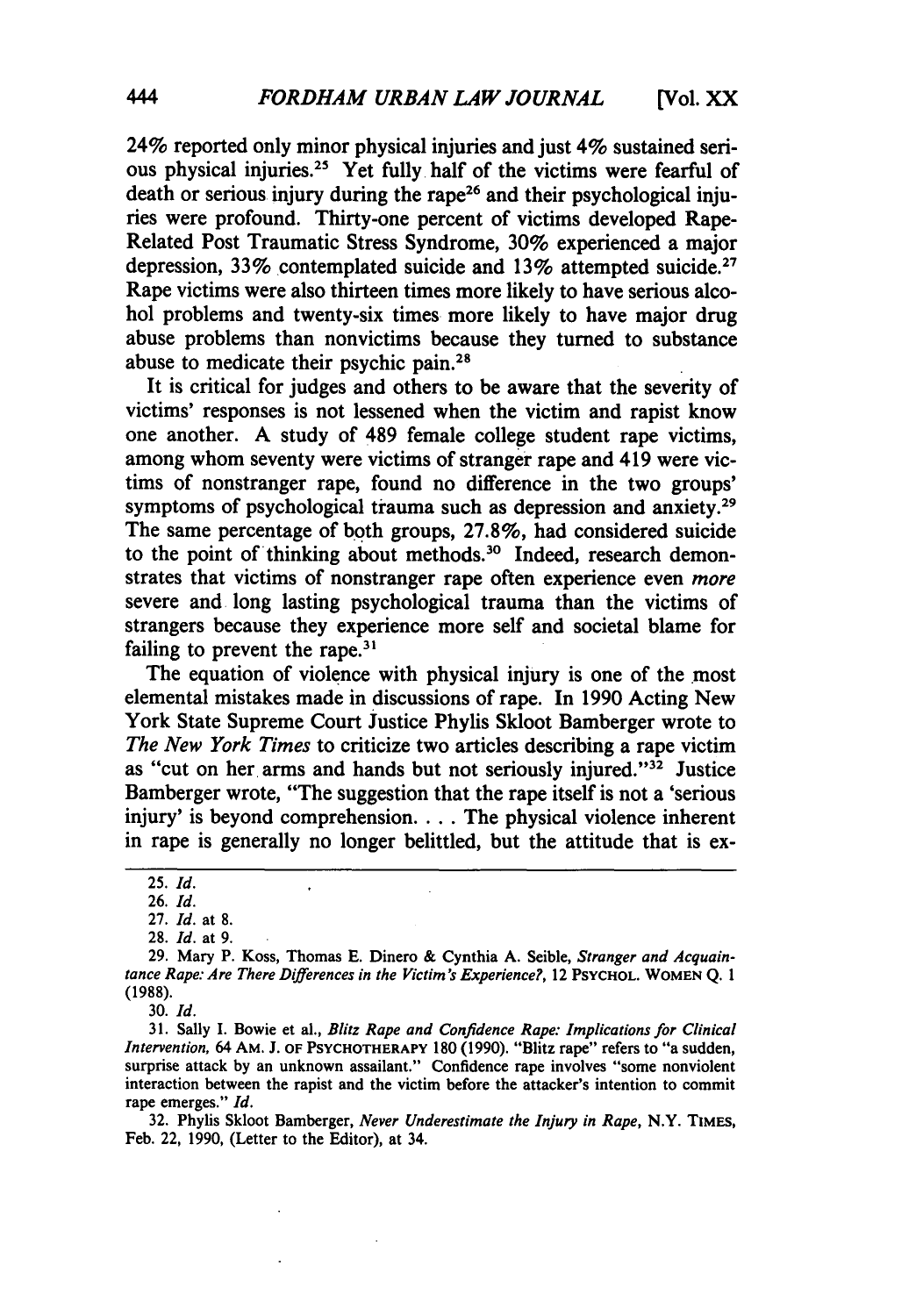24% reported only minor physical injuries and just 4% sustained serious physical injuries.[25] Yet fully half of the victims were fearful of death or serious injury during the rape[26] and their psychological injuries were profound. Thirty-one percent of victims developed Rape-Related Post Traumatic Stress Syndrome, 30% experienced a major depression, 33% contemplated suicide and 13% attempted suicide.[27] Rape victims were also thirteen times more likely to have serious alcohol problems and twenty-six times more likely to have major drug abuse problems than nonvictims because they turned to substance abuse to medicate their psychic pain.[28]

It is critical for judges and others to be aware that the severity of victims' responses is not lessened when the victim and rapist know one another. A study of 489 female college student rape victims, among whom seventy were victims of stranger rape and 419 were victims of nonstranger rape, found no difference in the two groups' symptoms of psychological trauma such as depression and anxiety.[29] The same percentage of both groups, 27.8%, had considered suicide to the point of thinking about methods.[30] Indeed, research demonstrates that victims of nonstranger rape often experience even *more* severe and long lasting psychological trauma than the victims of strangers because they experience more self and societal blame for failing to prevent the rape.[31]

The equation of violence with physical injury is one of the most elemental mistakes made in discussions of rape. In 1990 Acting New York State Supreme Court Justice Phylis Skloot Bamberger wrote to *The New York Times* to criticize two articles describing a rape victim as "cut on her arms and hands but not seriously injured."[32] Justice Bamberger wrote, "The suggestion that the rape itself is not a 'serious injury' is beyond comprehension. . . . The physical violence inherent in rape is generally no longer belittled, but the attitude that is ex-

---

25. *Id.*

26. *Id.*

27. *Id.* at 8.

28. *Id.* at 9.

29. Mary P. Koss, Thomas E. Dinero & Cynthia A. Seible, *Stranger and Acquaintance Rape: Are There Differences in the Victim's Experience?*, 12 PSYCHOL. WOMEN Q. 1 (1988).

30. *Id.*

31. Sally I. Bowie et al., *Blitz Rape and Confidence Rape: Implications for Clinical Intervention*, 64 AM. J. OF PSYCHOTHERAPY 180 (1990). "Blitz rape" refers to "a sudden, surprise attack by an unknown assailant." Confidence rape involves "some nonviolent interaction between the rapist and the victim before the attacker's intention to commit rape emerges." *Id.*

32. Phylis Skloot Bamberger, *Never Underestimate the Injury in Rape*, N.Y. TIMES, Feb. 22, 1990, (Letter to the Editor), at 34.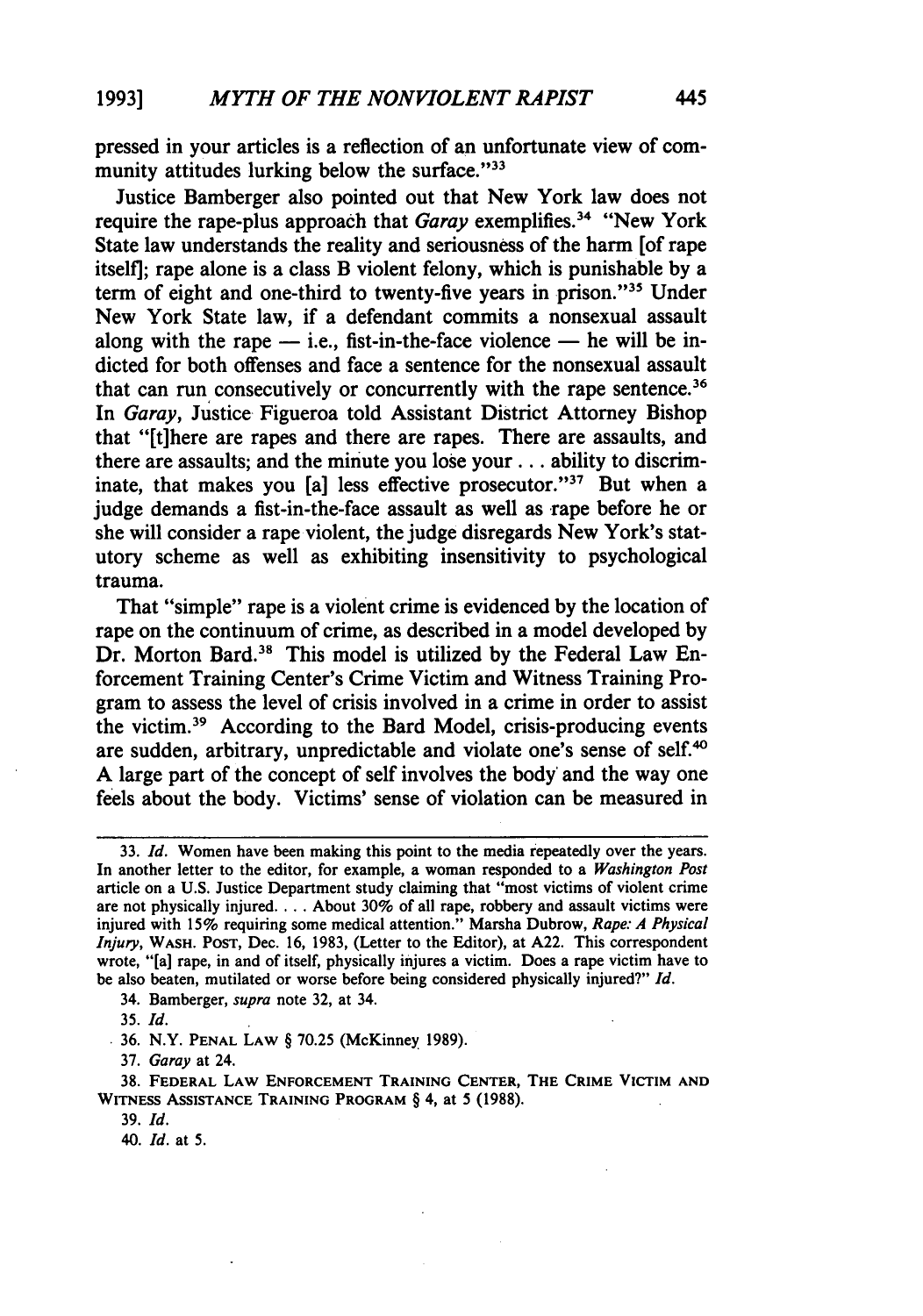pressed in your articles is a reflection of an unfortunate view of community attitudes lurking below the surface."[33]

Justice Bamberger also pointed out that New York law does not require the rape-plus approach that *Garay* exemplifies.[34] "New York State law understands the reality and seriousness of the harm [of rape itself]; rape alone is a class B violent felony, which is punishable by a term of eight and one-third to twenty-five years in prison."[35] Under New York State law, if a defendant commits a nonsexual assault along with the rape — i.e., fist-in-the-face violence — he will be indicted for both offenses and face a sentence for the nonsexual assault that can run consecutively or concurrently with the rape sentence.[36] In *Garay*, Justice Figueroa told Assistant District Attorney Bishop that "[t]here are rapes and there are rapes. There are assaults, and there are assaults; and the minute you lose your . . . ability to discriminate, that makes you [a] less effective prosecutor."[37] But when a judge demands a fist-in-the-face assault as well as rape before he or she will consider a rape violent, the judge disregards New York's statutory scheme as well as exhibiting insensitivity to psychological trauma.

That "simple" rape is a violent crime is evidenced by the location of rape on the continuum of crime, as described in a model developed by Dr. Morton Bard.[38] This model is utilized by the Federal Law Enforcement Training Center's Crime Victim and Witness Training Program to assess the level of crisis involved in a crime in order to assist the victim.[39] According to the Bard Model, crisis-producing events are sudden, arbitrary, unpredictable and violate one's sense of self.[40] A large part of the concept of self involves the body and the way one feels about the body. Victims' sense of violation can be measured in

---

33. *Id.* Women have been making this point to the media repeatedly over the years. In another letter to the editor, for example, a woman responded to a *Washington Post* article on a U.S. Justice Department study claiming that "most victims of violent crime are not physically injured. . . . About 30% of all rape, robbery and assault victims were injured with 15% requiring some medical attention." Marsha Dubrow, *Rape: A Physical Injury*, WASH. POST, Dec. 16, 1983, (Letter to the Editor), at A22. This correspondent wrote, "[a] rape, in and of itself, physically injures a victim. Does a rape victim have to be also beaten, mutilated or worse before being considered physically injured?" *Id.*

34. Bamberger, *supra* note 32, at 34.

35. *Id.*

36. N.Y. PENAL LAW § 70.25 (McKinney 1989).

37. *Garay* at 24.

38. FEDERAL LAW ENFORCEMENT TRAINING CENTER, THE CRIME VICTIM AND WITNESS ASSISTANCE TRAINING PROGRAM § 4, at 5 (1988).

39. *Id.*

40. *Id.* at 5.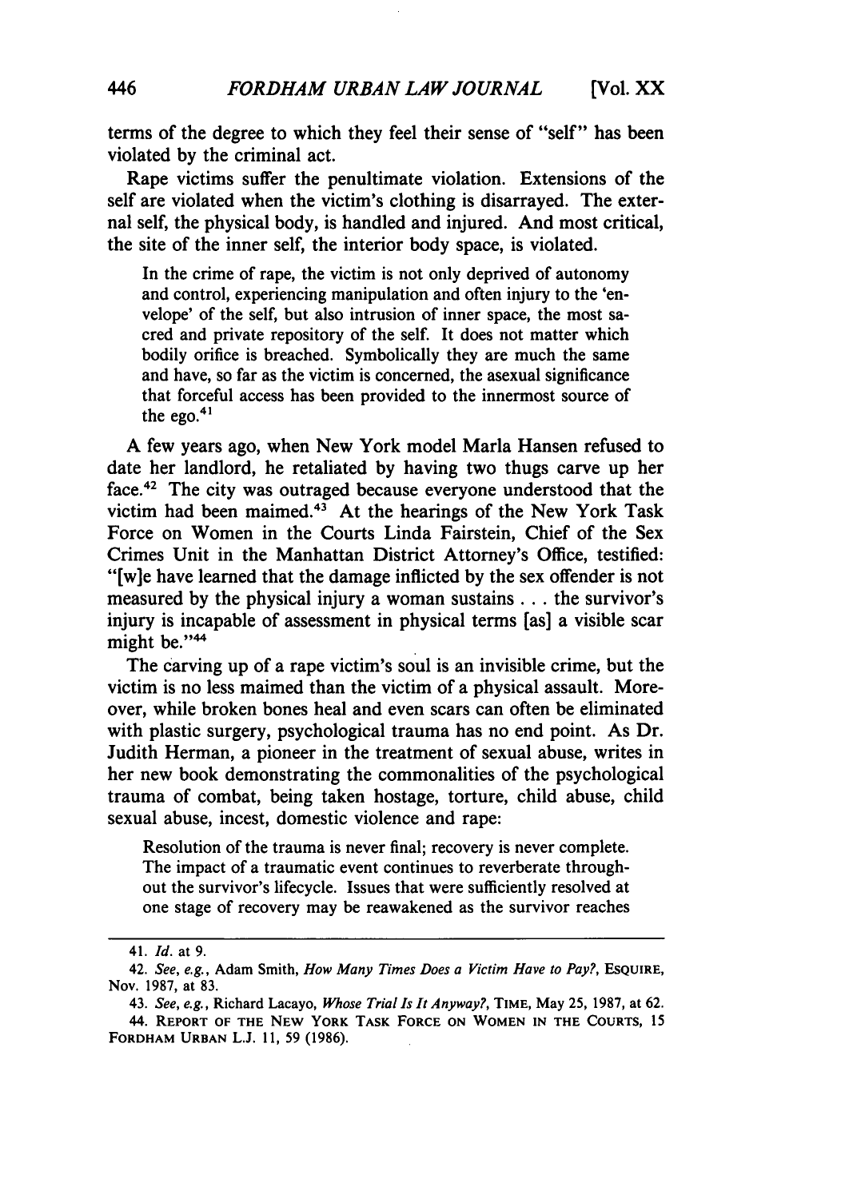terms of the degree to which they feel their sense of "self" has been violated by the criminal act.

Rape victims suffer the penultimate violation. Extensions of the self are violated when the victim's clothing is disarrayed. The external self, the physical body, is handled and injured. And most critical, the site of the inner self, the interior body space, is violated.

> In the crime of rape, the victim is not only deprived of autonomy and control, experiencing manipulation and often injury to the 'envelope' of the self, but also intrusion of inner space, the most sacred and private repository of the self. It does not matter which bodily orifice is breached. Symbolically they are much the same and have, so far as the victim is concerned, the asexual significance that forceful access has been provided to the innermost source of the ego.[41]

A few years ago, when New York model Marla Hansen refused to date her landlord, he retaliated by having two thugs carve up her face.[42] The city was outraged because everyone understood that the victim had been maimed.[43] At the hearings of the New York Task Force on Women in the Courts Linda Fairstein, Chief of the Sex Crimes Unit in the Manhattan District Attorney's Office, testified: "[w]e have learned that the damage inflicted by the sex offender is not measured by the physical injury a woman sustains . . . the survivor's injury is incapable of assessment in physical terms [as] a visible scar might be."[44]

The carving up of a rape victim's soul is an invisible crime, but the victim is no less maimed than the victim of a physical assault. Moreover, while broken bones heal and even scars can often be eliminated with plastic surgery, psychological trauma has no end point. As Dr. Judith Herman, a pioneer in the treatment of sexual abuse, writes in her new book demonstrating the commonalities of the psychological trauma of combat, being taken hostage, torture, child abuse, child sexual abuse, incest, domestic violence and rape:

> Resolution of the trauma is never final; recovery is never complete. The impact of a traumatic event continues to reverberate throughout the survivor's lifecycle. Issues that were sufficiently resolved at one stage of recovery may be reawakened as the survivor reaches

---

41. *Id.* at 9.

42. *See, e.g.*, Adam Smith, *How Many Times Does a Victim Have to Pay?*, ESQUIRE, Nov. 1987, at 83.

43. *See, e.g.*, Richard Lacayo, *Whose Trial Is It Anyway?*, TIME, May 25, 1987, at 62.

44. REPORT OF THE NEW YORK TASK FORCE ON WOMEN IN THE COURTS, 15 FORDHAM URBAN L.J. 11, 59 (1986).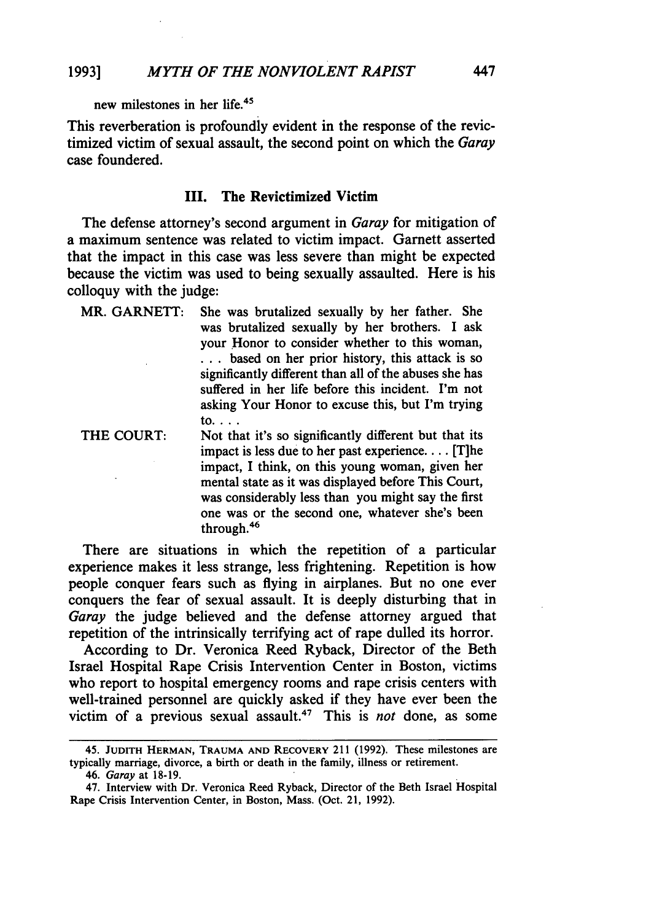new milestones in her life.[45]

This reverberation is profoundly evident in the response of the revictimized victim of sexual assault, the second point on which the *Garay* case foundered.

### III. The Revictimized Victim

The defense attorney's second argument in *Garay* for mitigation of a maximum sentence was related to victim impact. Garnett asserted that the impact in this case was less severe than might be expected because the victim was used to being sexually assaulted. Here is his colloquy with the judge:

> MR. GARNETT: She was brutalized sexually by her father. She was brutalized sexually by her brothers. I ask your Honor to consider whether to this woman, . . . based on her prior history, this attack is so significantly different than all of the abuses she has suffered in her life before this incident. I'm not asking Your Honor to excuse this, but I'm trying to. . . .
>
> THE COURT: Not that it's so significantly different but that its impact is less due to her past experience. . . . [T]he impact, I think, on this young woman, given her mental state as it was displayed before This Court, was considerably less than you might say the first one was or the second one, whatever she's been through.[46]

There are situations in which the repetition of a particular experience makes it less strange, less frightening. Repetition is how people conquer fears such as flying in airplanes. But no one ever conquers the fear of sexual assault. It is deeply disturbing that in *Garay* the judge believed and the defense attorney argued that repetition of the intrinsically terrifying act of rape dulled its horror.

According to Dr. Veronica Reed Ryback, Director of the Beth Israel Hospital Rape Crisis Intervention Center in Boston, victims who report to hospital emergency rooms and rape crisis centers with well-trained personnel are quickly asked if they have ever been the victim of a previous sexual assault.[47] This is *not* done, as some

---

45. JUDITH HERMAN, TRAUMA AND RECOVERY 211 (1992). These milestones are typically marriage, divorce, a birth or death in the family, illness or retirement.

46. *Garay* at 18-19.

47. Interview with Dr. Veronica Reed Ryback, Director of the Beth Israel Hospital Rape Crisis Intervention Center, in Boston, Mass. (Oct. 21, 1992).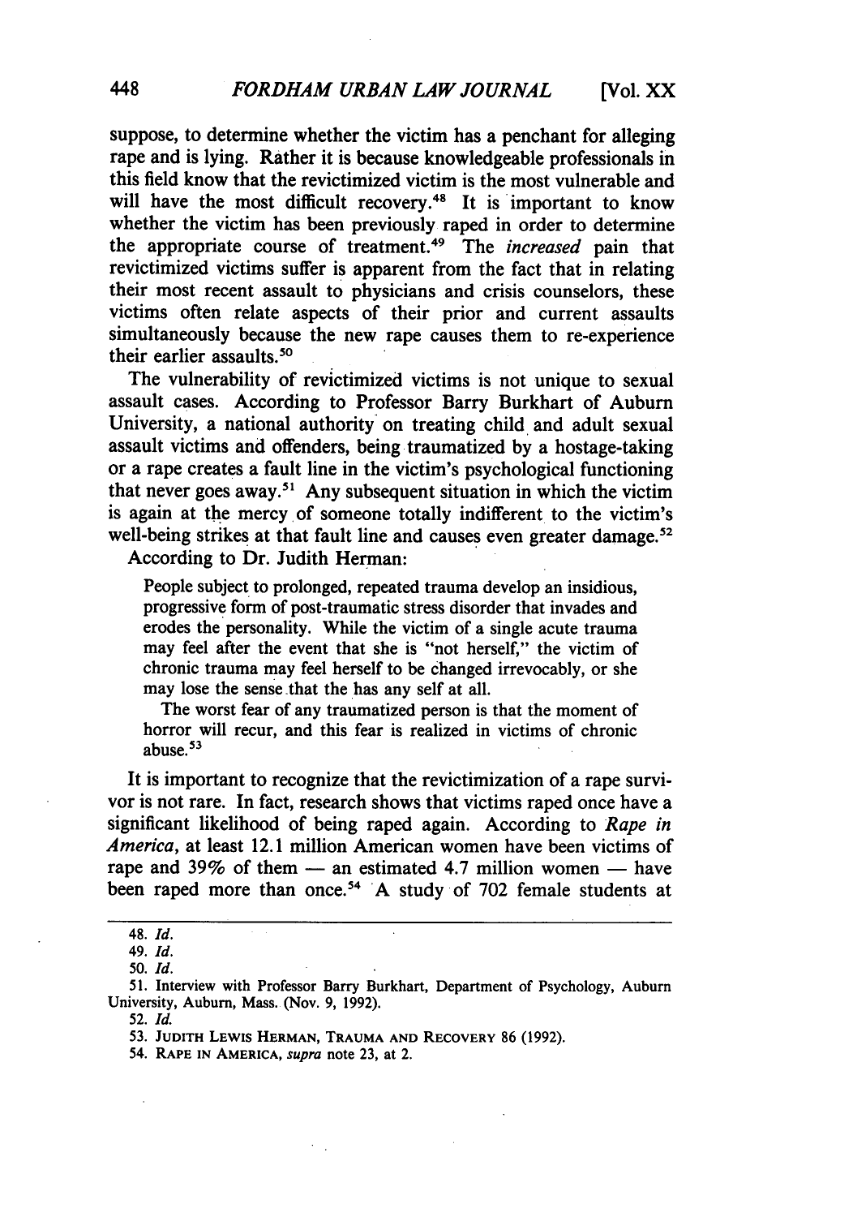suppose, to determine whether the victim has a penchant for alleging rape and is lying. Rather it is because knowledgeable professionals in this field know that the revictimized victim is the most vulnerable and will have the most difficult recovery.[48] It is important to know whether the victim has been previously raped in order to determine the appropriate course of treatment.[49] The *increased* pain that revictimized victims suffer is apparent from the fact that in relating their most recent assault to physicians and crisis counselors, these victims often relate aspects of their prior and current assaults simultaneously because the new rape causes them to re-experience their earlier assaults.[50]

The vulnerability of revictimized victims is not unique to sexual assault cases. According to Professor Barry Burkhart of Auburn University, a national authority on treating child and adult sexual assault victims and offenders, being traumatized by a hostage-taking or a rape creates a fault line in the victim's psychological functioning that never goes away.[51] Any subsequent situation in which the victim is again at the mercy of someone totally indifferent to the victim's well-being strikes at that fault line and causes even greater damage.[52]

According to Dr. Judith Herman:

> People subject to prolonged, repeated trauma develop an insidious, progressive form of post-traumatic stress disorder that invades and erodes the personality. While the victim of a single acute trauma may feel after the event that she is "not herself," the victim of chronic trauma may feel herself to be changed irrevocably, or she may lose the sense that the has any self at all.
>
> The worst fear of any traumatized person is that the moment of horror will recur, and this fear is realized in victims of chronic abuse.[53]

It is important to recognize that the revictimization of a rape survivor is not rare. In fact, research shows that victims raped once have a significant likelihood of being raped again. According to *Rape in America*, at least 12.1 million American women have been victims of rape and 39% of them — an estimated 4.7 million women — have been raped more than once.[54] A study of 702 female students at

---

48. *Id.*

49. *Id.*

50. *Id.*

51. Interview with Professor Barry Burkhart, Department of Psychology, Auburn University, Auburn, Mass. (Nov. 9, 1992).

52. *Id.*

53. Judith Lewis Herman, Trauma and Recovery 86 (1992).

54. Rape in America, *supra* note 23, at 2.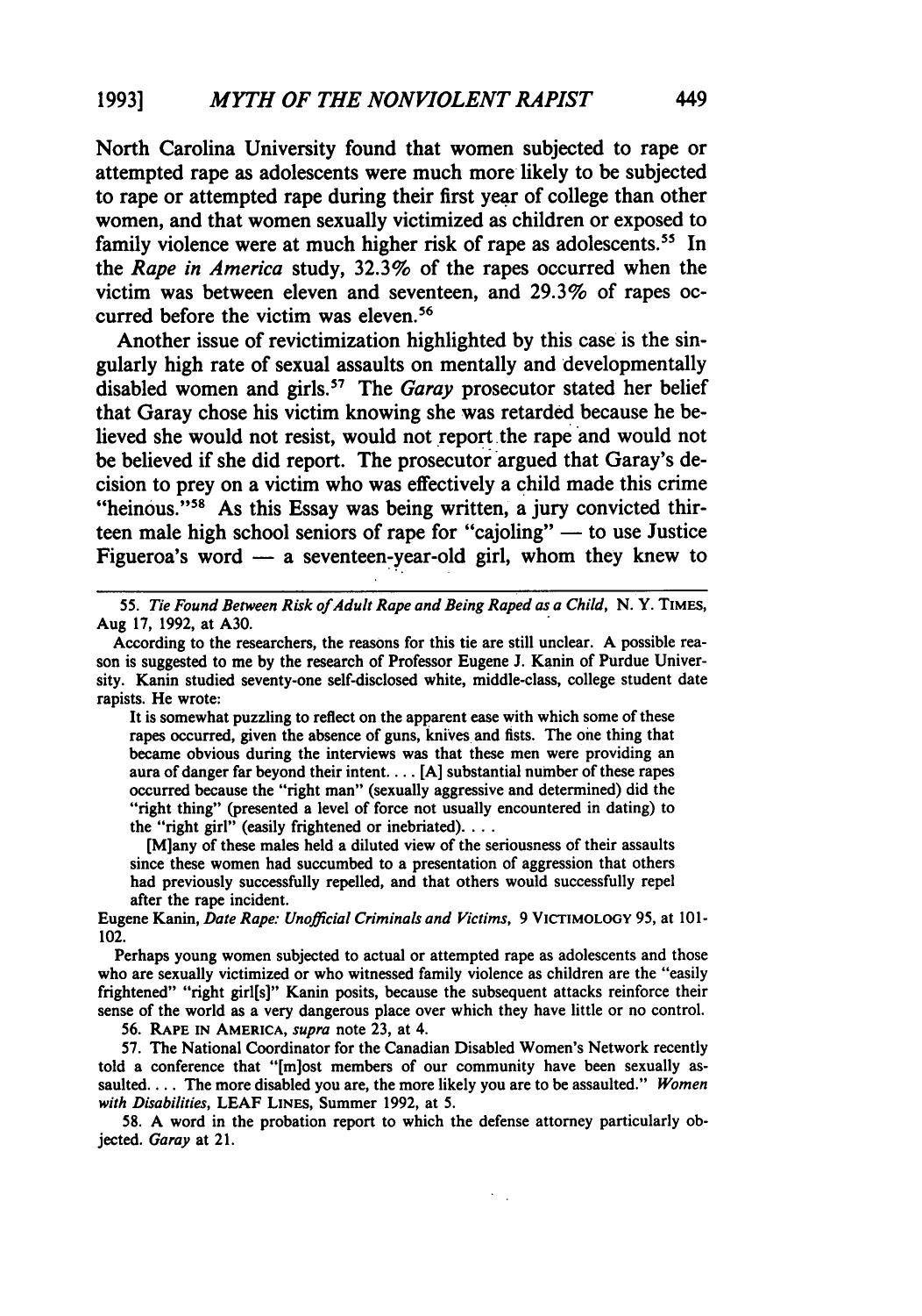North Carolina University found that women subjected to rape or attempted rape as adolescents were much more likely to be subjected to rape or attempted rape during their first year of college than other women, and that women sexually victimized as children or exposed to family violence were at much higher risk of rape as adolescents.[55] In the *Rape in America* study, 32.3% of the rapes occurred when the victim was between eleven and seventeen, and 29.3% of rapes occurred before the victim was eleven.[56]

Another issue of revictimization highlighted by this case is the singularly high rate of sexual assaults on mentally and developmentally disabled women and girls.[57] The *Garay* prosecutor stated her belief that Garay chose his victim knowing she was retarded because he believed she would not resist, would not report the rape and would not be believed if she did report. The prosecutor argued that Garay's decision to prey on a victim who was effectively a child made this crime "heinous."[58] As this Essay was being written, a jury convicted thirteen male high school seniors of rape for "cajoling" — to use Justice Figueroa's word — a seventeen-year-old girl, whom they knew to

---

55. *Tie Found Between Risk of Adult Rape and Being Raped as a Child*, N. Y. TIMES, Aug 17, 1992, at A30.

According to the researchers, the reasons for this tie are still unclear. A possible reason is suggested to me by the research of Professor Eugene J. Kanin of Purdue University. Kanin studied seventy-one self-disclosed white, middle-class, college student date rapists. He wrote:

> It is somewhat puzzling to reflect on the apparent ease with which some of these rapes occurred, given the absence of guns, knives and fists. The one thing that became obvious during the interviews was that these men were providing an aura of danger far beyond their intent. . . . [A] substantial number of these rapes occurred because the "right man" (sexually aggressive and determined) did the "right thing" (presented a level of force not usually encountered in dating) to the "right girl" (easily frightened or inebriated). . . .
>
> [M]any of these males held a diluted view of the seriousness of their assaults since these women had succumbed to a presentation of aggression that others had previously successfully repelled, and that others would successfully repel after the rape incident.

Eugene Kanin, *Date Rape: Unofficial Criminals and Victims*, 9 VICTIMOLOGY 95, at 101-102.

Perhaps young women subjected to actual or attempted rape as adolescents and those who are sexually victimized or who witnessed family violence as children are the "easily frightened" "right girl[s]" Kanin posits, because the subsequent attacks reinforce their sense of the world as a very dangerous place over which they have little or no control.

56. RAPE IN AMERICA, *supra* note 23, at 4.

57. The National Coordinator for the Canadian Disabled Women's Network recently told a conference that "[m]ost members of our community have been sexually assaulted. . . . The more disabled you are, the more likely you are to be assaulted." *Women with Disabilities*, LEAF LINES, Summer 1992, at 5.

58. A word in the probation report to which the defense attorney particularly objected. *Garay* at 21.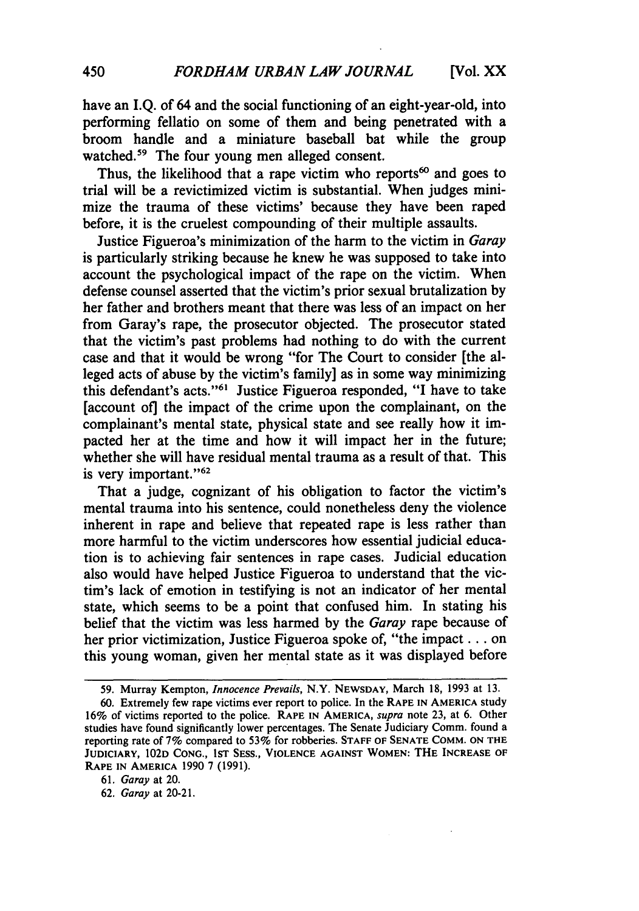have an I.Q. of 64 and the social functioning of an eight-year-old, into performing fellatio on some of them and being penetrated with a broom handle and a miniature baseball bat while the group watched.[59] The four young men alleged consent.

Thus, the likelihood that a rape victim who reports[60] and goes to trial will be a revictimized victim is substantial. When judges minimize the trauma of these victims' because they have been raped before, it is the cruelest compounding of their multiple assaults.

Justice Figueroa's minimization of the harm to the victim in *Garay* is particularly striking because he knew he was supposed to take into account the psychological impact of the rape on the victim. When defense counsel asserted that the victim's prior sexual brutalization by her father and brothers meant that there was less of an impact on her from Garay's rape, the prosecutor objected. The prosecutor stated that the victim's past problems had nothing to do with the current case and that it would be wrong "for The Court to consider [the alleged acts of abuse by the victim's family] as in some way minimizing this defendant's acts."[61] Justice Figueroa responded, "I have to take [account of] the impact of the crime upon the complainant, on the complainant's mental state, physical state and see really how it impacted her at the time and how it will impact her in the future; whether she will have residual mental trauma as a result of that. This is very important."[62]

That a judge, cognizant of his obligation to factor the victim's mental trauma into his sentence, could nonetheless deny the violence inherent in rape and believe that repeated rape is less rather than more harmful to the victim underscores how essential judicial education is to achieving fair sentences in rape cases. Judicial education also would have helped Justice Figueroa to understand that the victim's lack of emotion in testifying is not an indicator of her mental state, which seems to be a point that confused him. In stating his belief that the victim was less harmed by the *Garay* rape because of her prior victimization, Justice Figueroa spoke of, "the impact . . . on this young woman, given her mental state as it was displayed before

---

59. Murray Kempton, *Innocence Prevails*, N.Y. NEWSDAY, March 18, 1993 at 13.

60. Extremely few rape victims ever report to police. In the RAPE IN AMERICA study 16% of victims reported to the police. RAPE IN AMERICA, *supra* note 23, at 6. Other studies have found significantly lower percentages. The Senate Judiciary Comm. found a reporting rate of 7% compared to 53% for robberies. STAFF OF SENATE COMM. ON THE JUDICIARY, 102D CONG., 1ST SESS., VIOLENCE AGAINST WOMEN: THE INCREASE OF RAPE IN AMERICA 1990 7 (1991).

61. *Garay* at 20.

62. *Garay* at 20-21.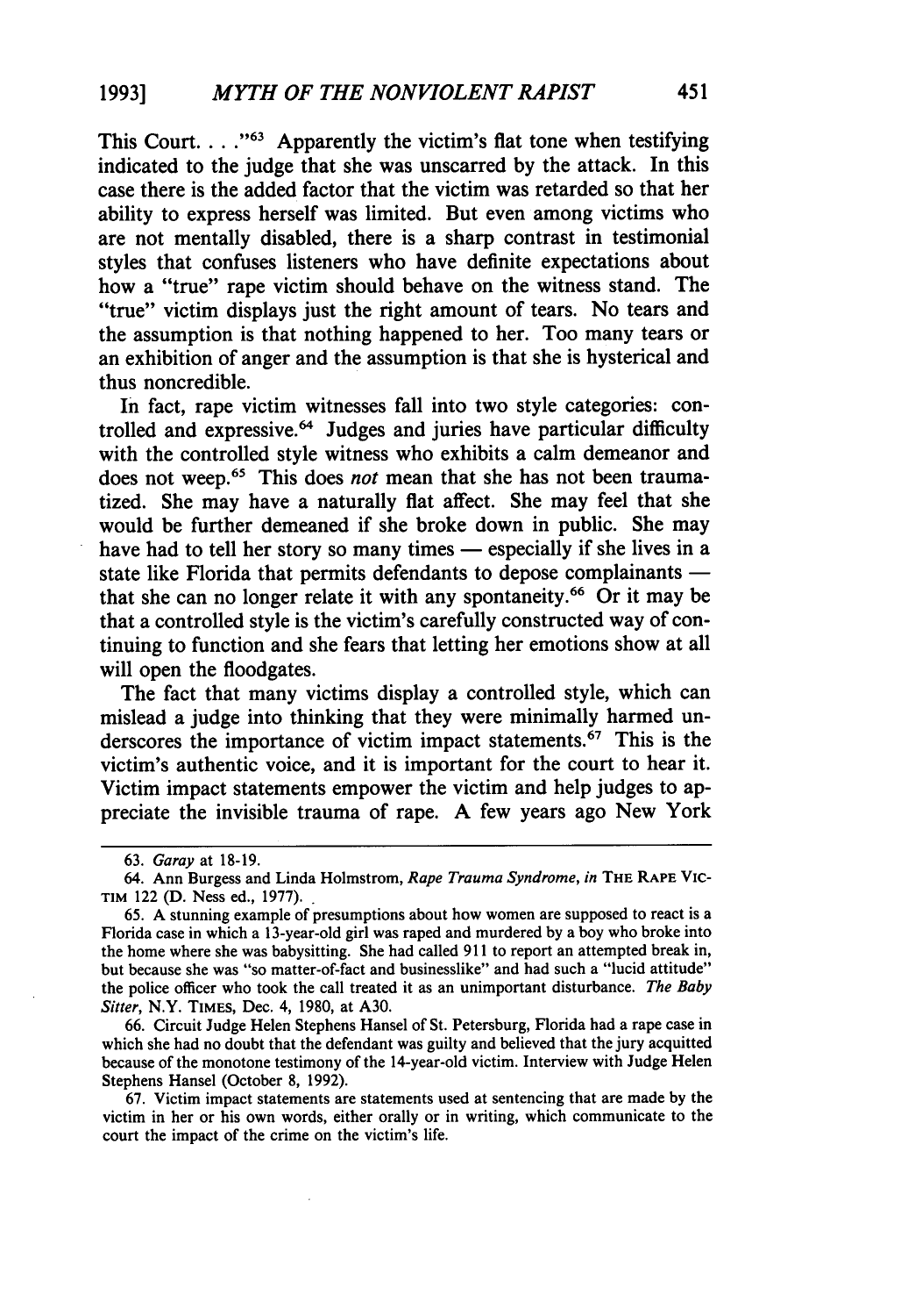This Court. . . ."[63] Apparently the victim's flat tone when testifying indicated to the judge that she was unscarred by the attack. In this case there is the added factor that the victim was retarded so that her ability to express herself was limited. But even among victims who are not mentally disabled, there is a sharp contrast in testimonial styles that confuses listeners who have definite expectations about how a "true" rape victim should behave on the witness stand. The "true" victim displays just the right amount of tears. No tears and the assumption is that nothing happened to her. Too many tears or an exhibition of anger and the assumption is that she is hysterical and thus noncredible.

In fact, rape victim witnesses fall into two style categories: controlled and expressive.[64] Judges and juries have particular difficulty with the controlled style witness who exhibits a calm demeanor and does not weep.[65] This does *not* mean that she has not been traumatized. She may have a naturally flat affect. She may feel that she would be further demeaned if she broke down in public. She may have had to tell her story so many times — especially if she lives in a state like Florida that permits defendants to depose complainants — that she can no longer relate it with any spontaneity.[66] Or it may be that a controlled style is the victim's carefully constructed way of continuing to function and she fears that letting her emotions show at all will open the floodgates.

The fact that many victims display a controlled style, which can mislead a judge into thinking that they were minimally harmed underscores the importance of victim impact statements.[67] This is the victim's authentic voice, and it is important for the court to hear it. Victim impact statements empower the victim and help judges to appreciate the invisible trauma of rape. A few years ago New York

---

63. *Garay* at 18-19.

64. Ann Burgess and Linda Holmstrom, *Rape Trauma Syndrome*, *in* THE RAPE VICTIM 122 (D. Ness ed., 1977).

65. A stunning example of presumptions about how women are supposed to react is a Florida case in which a 13-year-old girl was raped and murdered by a boy who broke into the home where she was babysitting. She had called 911 to report an attempted break in, but because she was "so matter-of-fact and businesslike" and had such a "lucid attitude" the police officer who took the call treated it as an unimportant disturbance. *The Baby Sitter*, N.Y. TIMES, Dec. 4, 1980, at A30.

66. Circuit Judge Helen Stephens Hansel of St. Petersburg, Florida had a rape case in which she had no doubt that the defendant was guilty and believed that the jury acquitted because of the monotone testimony of the 14-year-old victim. Interview with Judge Helen Stephens Hansel (October 8, 1992).

67. Victim impact statements are statements used at sentencing that are made by the victim in her or his own words, either orally or in writing, which communicate to the court the impact of the crime on the victim's life.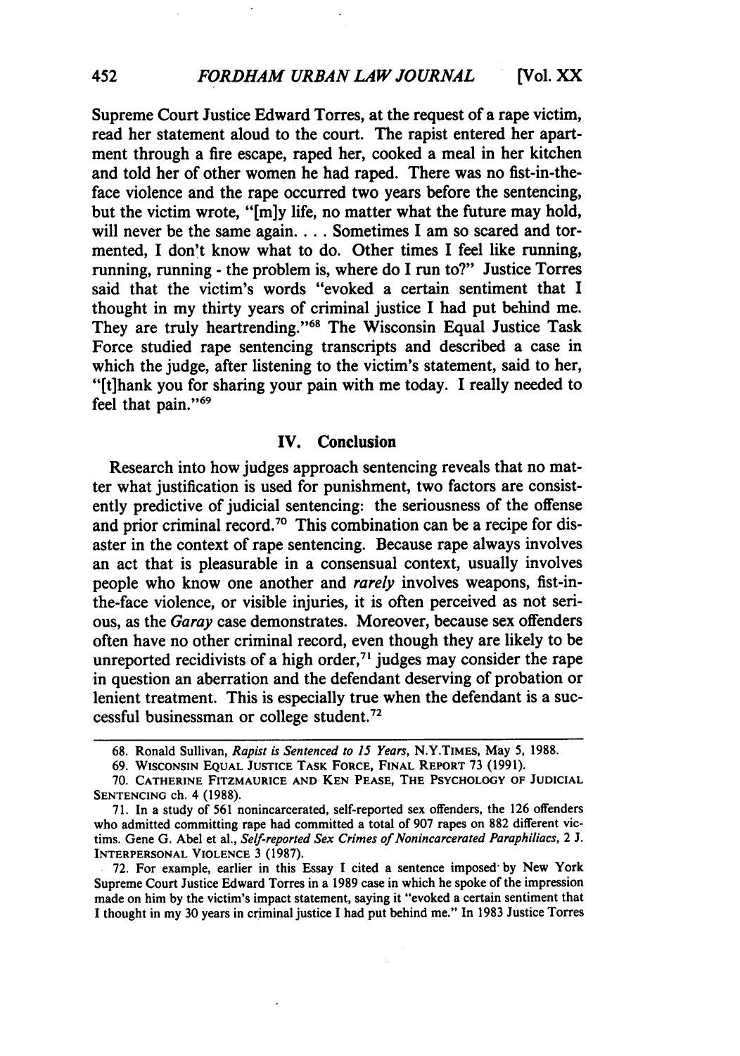Supreme Court Justice Edward Torres, at the request of a rape victim, read her statement aloud to the court. The rapist entered her apartment through a fire escape, raped her, cooked a meal in her kitchen and told her of other women he had raped. There was no fist-in-the-face violence and the rape occurred two years before the sentencing, but the victim wrote, "[m]y life, no matter what the future may hold, will never be the same again. . . . Sometimes I am so scared and tormented, I don't know what to do. Other times I feel like running, running, running - the problem is, where do I run to?" Justice Torres said that the victim's words "evoked a certain sentiment that I thought in my thirty years of criminal justice I had put behind me. They are truly heartrending."[68] The Wisconsin Equal Justice Task Force studied rape sentencing transcripts and described a case in which the judge, after listening to the victim's statement, said to her, "[t]hank you for sharing your pain with me today. I really needed to feel that pain."[69]

## IV. Conclusion

Research into how judges approach sentencing reveals that no matter what justification is used for punishment, two factors are consistently predictive of judicial sentencing: the seriousness of the offense and prior criminal record.[70] This combination can be a recipe for disaster in the context of rape sentencing. Because rape always involves an act that is pleasurable in a consensual context, usually involves people who know one another and *rarely* involves weapons, fist-in-the-face violence, or visible injuries, it is often perceived as not serious, as the *Garay* case demonstrates. Moreover, because sex offenders often have no other criminal record, even though they are likely to be unreported recidivists of a high order,[71] judges may consider the rape in question an aberration and the defendant deserving of probation or lenient treatment. This is especially true when the defendant is a successful businessman or college student.[72]

---

68. Ronald Sullivan, *Rapist is Sentenced to 15 Years*, N.Y.TIMES, May 5, 1988.

69. WISCONSIN EQUAL JUSTICE TASK FORCE, FINAL REPORT 73 (1991).

70. CATHERINE FITZMAURICE AND KEN PEASE, THE PSYCHOLOGY OF JUDICIAL SENTENCING ch. 4 (1988).

71. In a study of 561 nonincarcerated, self-reported sex offenders, the 126 offenders who admitted committing rape had committed a total of 907 rapes on 882 different victims. Gene G. Abel et al., *Self-reported Sex Crimes of Nonincarcerated Paraphiliacs*, 2 J. INTERPERSONAL VIOLENCE 3 (1987).

72. For example, earlier in this Essay I cited a sentence imposed by New York Supreme Court Justice Edward Torres in a 1989 case in which he spoke of the impression made on him by the victim's impact statement, saying it "evoked a certain sentiment that I thought in my 30 years in criminal justice I had put behind me." In 1983 Justice Torres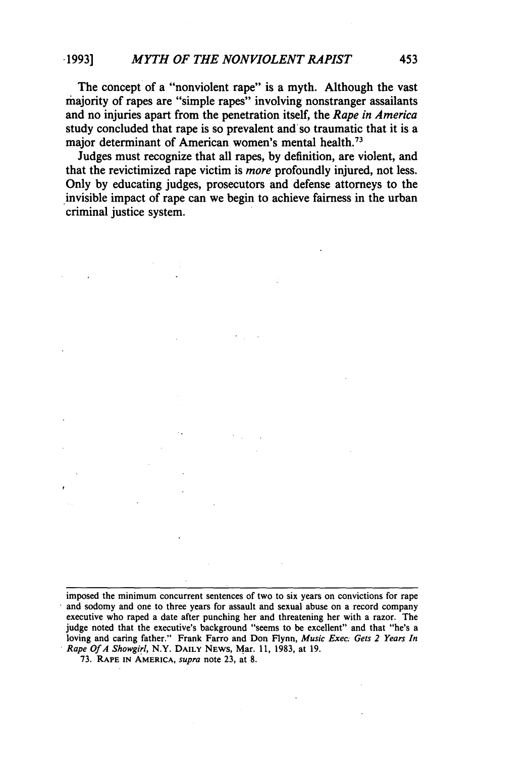The concept of a "nonviolent rape" is a myth. Although the vast majority of rapes are "simple rapes" involving nonstranger assailants and no injuries apart from the penetration itself, the *Rape in America* study concluded that rape is so prevalent and so traumatic that it is a major determinant of American women's mental health.[73]

Judges must recognize that all rapes, by definition, are violent, and that the revictimized rape victim is *more* profoundly injured, not less. Only by educating judges, prosecutors and defense attorneys to the invisible impact of rape can we begin to achieve fairness in the urban criminal justice system.

---

imposed the minimum concurrent sentences of two to six years on convictions for rape and sodomy and one to three years for assault and sexual abuse on a record company executive who raped a date after punching her and threatening her with a razor. The judge noted that the executive's background "seems to be excellent" and that "he's a loving and caring father." Frank Farro and Don Flynn, *Music Exec: Gets 2 Years In Rape Of A Showgirl*, N.Y. DAILY NEWS, Mar. 11, 1983, at 19.

73. RAPE IN AMERICA, *supra* note 23, at 8.